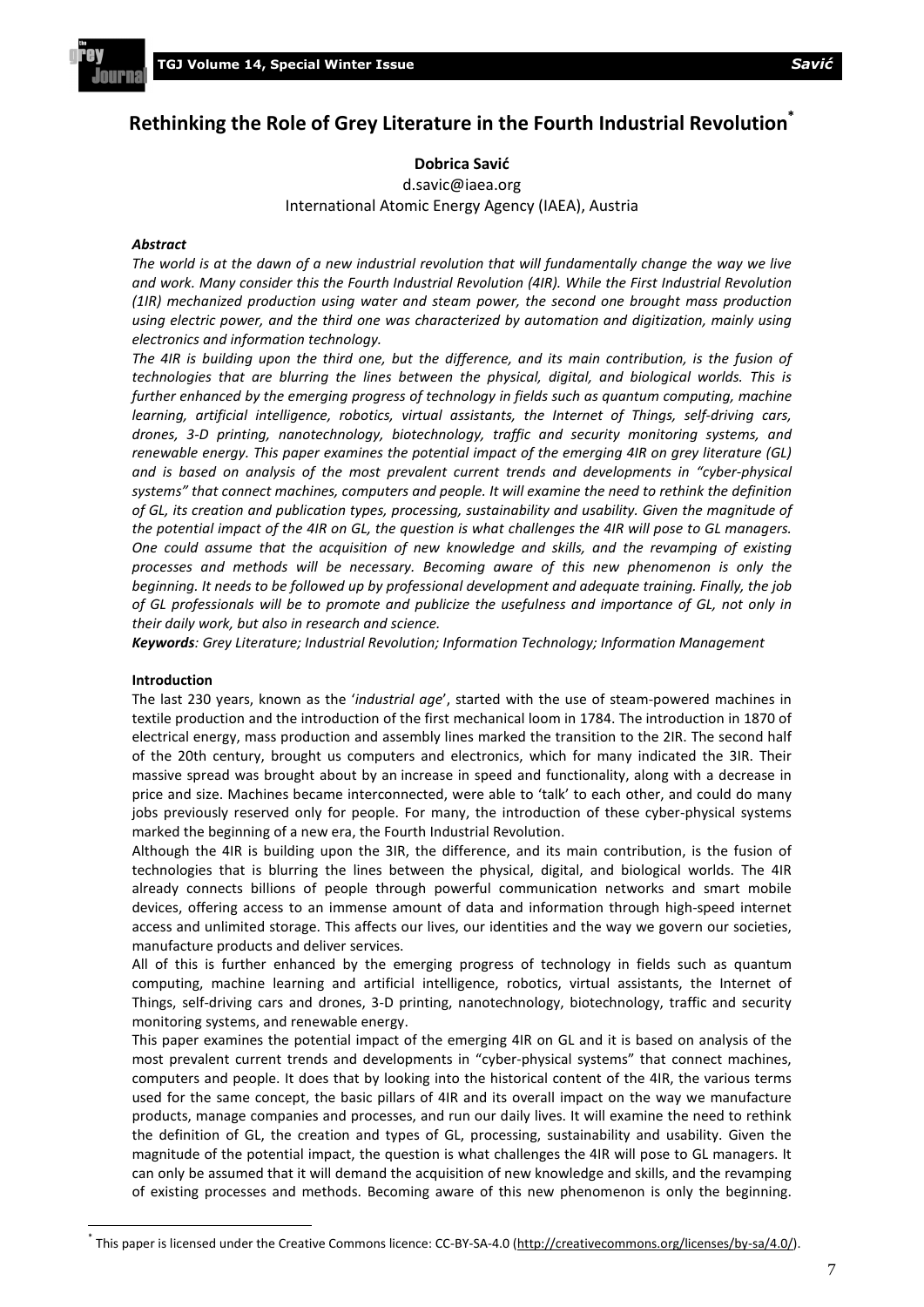# Rethinking the Role of Grey Literature in the Fourth Industrial Revolution[*]

**Dobrica Savić**

d.savic@iaea.org

International Atomic Energy Agency (IAEA), Austria

***Abstract***

*The world is at the dawn of a new industrial revolution that will fundamentally change the way we live and work. Many consider this the Fourth Industrial Revolution (4IR). While the First Industrial Revolution (1IR) mechanized production using water and steam power, the second one brought mass production using electric power, and the third one was characterized by automation and digitization, mainly using electronics and information technology.*

*The 4IR is building upon the third one, but the difference, and its main contribution, is the fusion of technologies that are blurring the lines between the physical, digital, and biological worlds. This is further enhanced by the emerging progress of technology in fields such as quantum computing, machine learning, artificial intelligence, robotics, virtual assistants, the Internet of Things, self-driving cars, drones, 3-D printing, nanotechnology, biotechnology, traffic and security monitoring systems, and renewable energy. This paper examines the potential impact of the emerging 4IR on grey literature (GL) and is based on analysis of the most prevalent current trends and developments in "cyber-physical systems" that connect machines, computers and people. It will examine the need to rethink the definition of GL, its creation and publication types, processing, sustainability and usability. Given the magnitude of the potential impact of the 4IR on GL, the question is what challenges the 4IR will pose to GL managers. One could assume that the acquisition of new knowledge and skills, and the revamping of existing processes and methods will be necessary. Becoming aware of this new phenomenon is only the beginning. It needs to be followed up by professional development and adequate training. Finally, the job of GL professionals will be to promote and publicize the usefulness and importance of GL, not only in their daily work, but also in research and science.*

***Keywords****: Grey Literature; Industrial Revolution; Information Technology; Information Management*

**Introduction**

The last 230 years, known as the '*industrial age*', started with the use of steam-powered machines in textile production and the introduction of the first mechanical loom in 1784. The introduction in 1870 of electrical energy, mass production and assembly lines marked the transition to the 2IR. The second half of the 20th century, brought us computers and electronics, which for many indicated the 3IR. Their massive spread was brought about by an increase in speed and functionality, along with a decrease in price and size. Machines became interconnected, were able to 'talk' to each other, and could do many jobs previously reserved only for people. For many, the introduction of these cyber-physical systems marked the beginning of a new era, the Fourth Industrial Revolution.

Although the 4IR is building upon the 3IR, the difference, and its main contribution, is the fusion of technologies that is blurring the lines between the physical, digital, and biological worlds. The 4IR already connects billions of people through powerful communication networks and smart mobile devices, offering access to an immense amount of data and information through high-speed internet access and unlimited storage. This affects our lives, our identities and the way we govern our societies, manufacture products and deliver services.

All of this is further enhanced by the emerging progress of technology in fields such as quantum computing, machine learning and artificial intelligence, robotics, virtual assistants, the Internet of Things, self-driving cars and drones, 3-D printing, nanotechnology, biotechnology, traffic and security monitoring systems, and renewable energy.

This paper examines the potential impact of the emerging 4IR on GL and it is based on analysis of the most prevalent current trends and developments in "cyber-physical systems" that connect machines, computers and people. It does that by looking into the historical content of the 4IR, the various terms used for the same concept, the basic pillars of 4IR and its overall impact on the way we manufacture products, manage companies and processes, and run our daily lives. It will examine the need to rethink the definition of GL, the creation and types of GL, processing, sustainability and usability. Given the magnitude of the potential impact, the question is what challenges the 4IR will pose to GL managers. It can only be assumed that it will demand the acquisition of new knowledge and skills, and the revamping of existing processes and methods. Becoming aware of this new phenomenon is only the beginning.

[*] This paper is licensed under the Creative Commons licence: CC-BY-SA-4.0 (http://creativecommons.org/licenses/by-sa/4.0/).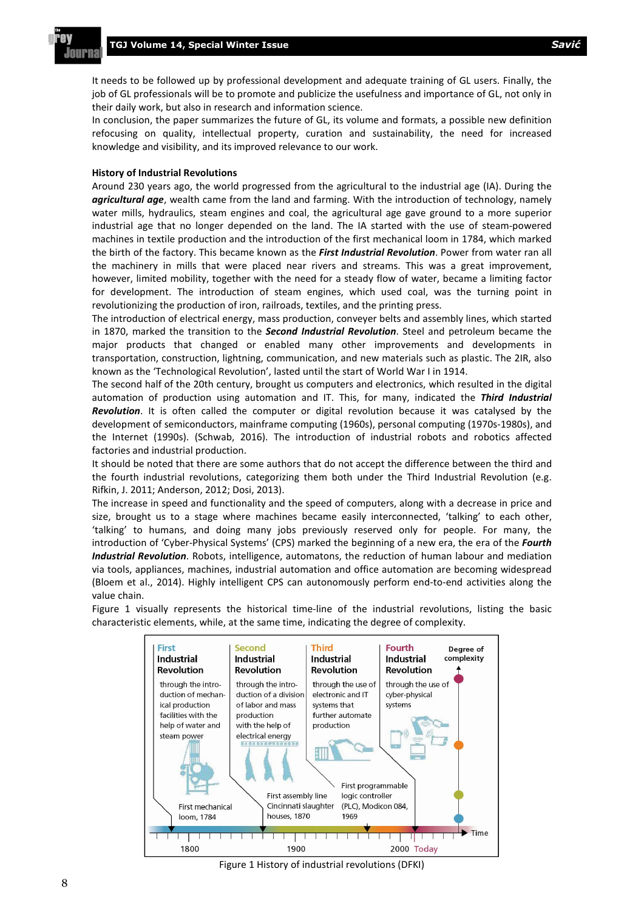It needs to be followed up by professional development and adequate training of GL users. Finally, the job of GL professionals will be to promote and publicize the usefulness and importance of GL, not only in their daily work, but also in research and information science.
In conclusion, the paper summarizes the future of GL, its volume and formats, a possible new definition refocusing on quality, intellectual property, curation and sustainability, the need for increased knowledge and visibility, and its improved relevance to our work.

**History of Industrial Revolutions**

Around 230 years ago, the world progressed from the agricultural to the industrial age (IA). During the ***agricultural age***, wealth came from the land and farming. With the introduction of technology, namely water mills, hydraulics, steam engines and coal, the agricultural age gave ground to a more superior industrial age that no longer depended on the land. The IA started with the use of steam-powered machines in textile production and the introduction of the first mechanical loom in 1784, which marked the birth of the factory. This became known as the ***First Industrial Revolution***. Power from water ran all the machinery in mills that were placed near rivers and streams. This was a great improvement, however, limited mobility, together with the need for a steady flow of water, became a limiting factor for development. The introduction of steam engines, which used coal, was the turning point in revolutionizing the production of iron, railroads, textiles, and the printing press.
The introduction of electrical energy, mass production, conveyer belts and assembly lines, which started in 1870, marked the transition to the ***Second Industrial Revolution***. Steel and petroleum became the major products that changed or enabled many other improvements and developments in transportation, construction, lightning, communication, and new materials such as plastic. The 2IR, also known as the 'Technological Revolution', lasted until the start of World War I in 1914.
The second half of the 20th century, brought us computers and electronics, which resulted in the digital automation of production using automation and IT. This, for many, indicated the ***Third Industrial Revolution***. It is often called the computer or digital revolution because it was catalysed by the development of semiconductors, mainframe computing (1960s), personal computing (1970s-1980s), and the Internet (1990s). (Schwab, 2016). The introduction of industrial robots and robotics affected factories and industrial production.
It should be noted that there are some authors that do not accept the difference between the third and the fourth industrial revolutions, categorizing them both under the Third Industrial Revolution (e.g. Rifkin, J. 2011; Anderson, 2012; Dosi, 2013).
The increase in speed and functionality and the speed of computers, along with a decrease in price and size, brought us to a stage where machines became easily interconnected, 'talking' to each other, 'talking' to humans, and doing many jobs previously reserved only for people. For many, the introduction of 'Cyber-Physical Systems' (CPS) marked the beginning of a new era, the era of the ***Fourth Industrial Revolution***. Robots, intelligence, automatons, the reduction of human labour and mediation via tools, appliances, machines, industrial automation and office automation are becoming widespread (Bloem et al., 2014). Highly intelligent CPS can autonomously perform end-to-end activities along the value chain.
Figure 1 visually represents the historical time-line of the industrial revolutions, listing the basic characteristic elements, while, at the same time, indicating the degree of complexity.

First Industrial Revolution
through the introduction of mechanical production facilities with the help of water and steam power
First mechanical loom, 1784

Second Industrial Revolution
through the introduction of a division of labor and mass production with the help of electrical energy
First assembly line Cincinnati slaughter houses, 1870

Third Industrial Revolution
through the use of electronic and IT systems that further automate production
First programmable logic controller (PLC), Modicon 084, 1969

Fourth Industrial Revolution
through the use of cyber-physical systems

Degree of complexity
Time
1800
1900
2000 Today

Figure 1 History of industrial revolutions (DFKI)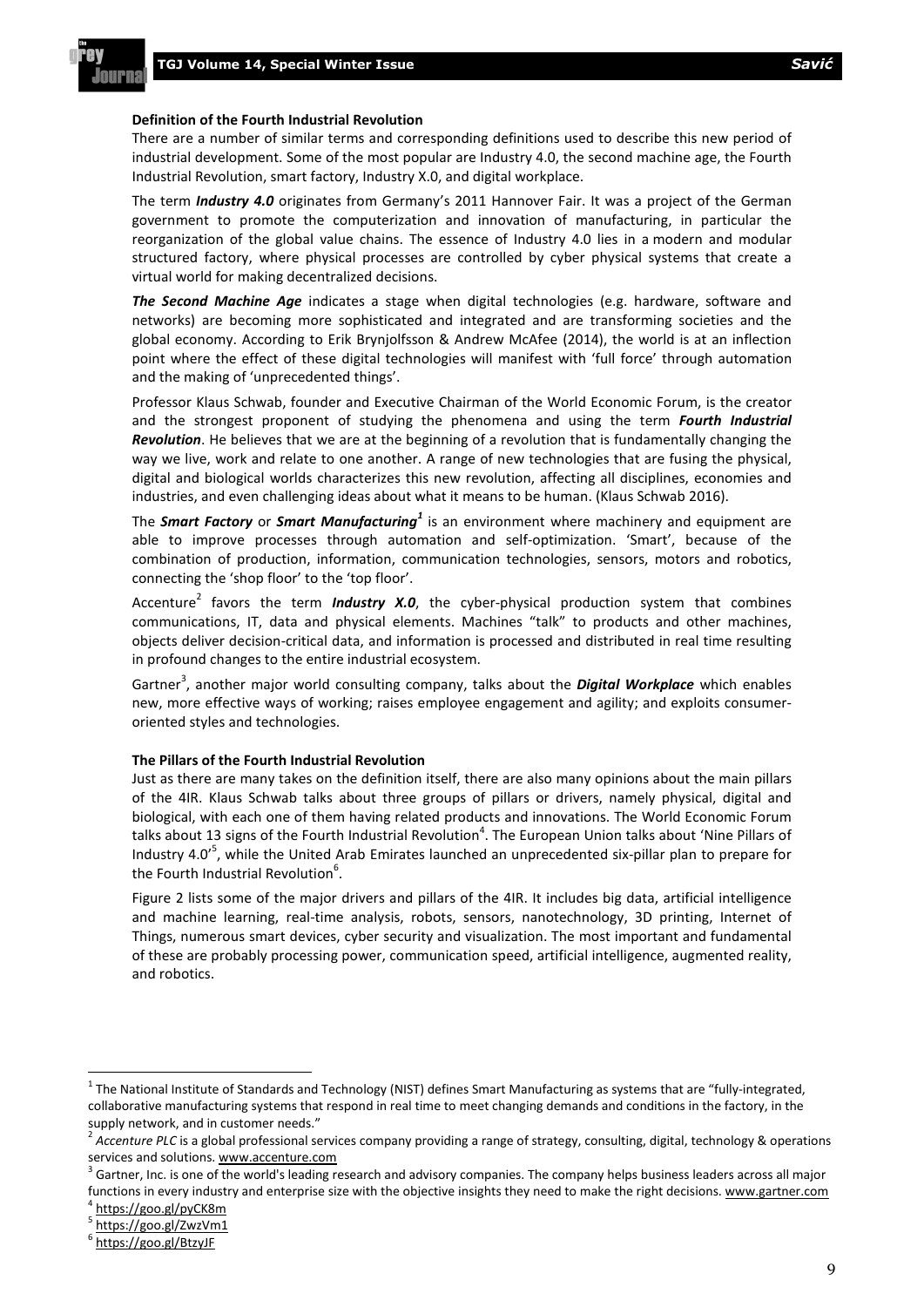### Definition of the Fourth Industrial Revolution

There are a number of similar terms and corresponding definitions used to describe this new period of industrial development. Some of the most popular are Industry 4.0, the second machine age, the Fourth Industrial Revolution, smart factory, Industry X.0, and digital workplace.

The term ***Industry 4.0*** originates from Germany's 2011 Hannover Fair. It was a project of the German government to promote the computerization and innovation of manufacturing, in particular the reorganization of the global value chains. The essence of Industry 4.0 lies in a modern and modular structured factory, where physical processes are controlled by cyber physical systems that create a virtual world for making decentralized decisions.

***The Second Machine Age*** indicates a stage when digital technologies (e.g. hardware, software and networks) are becoming more sophisticated and integrated and are transforming societies and the global economy. According to Erik Brynjolfsson & Andrew McAfee (2014), the world is at an inflection point where the effect of these digital technologies will manifest with 'full force' through automation and the making of 'unprecedented things'.

Professor Klaus Schwab, founder and Executive Chairman of the World Economic Forum, is the creator and the strongest proponent of studying the phenomena and using the term ***Fourth Industrial Revolution***. He believes that we are at the beginning of a revolution that is fundamentally changing the way we live, work and relate to one another. A range of new technologies that are fusing the physical, digital and biological worlds characterizes this new revolution, affecting all disciplines, economies and industries, and even challenging ideas about what it means to be human. (Klaus Schwab 2016).

The ***Smart Factory*** or ***Smart Manufacturing***[1] is an environment where machinery and equipment are able to improve processes through automation and self-optimization. 'Smart', because of the combination of production, information, communication technologies, sensors, motors and robotics, connecting the 'shop floor' to the 'top floor'.

Accenture[2] favors the term ***Industry X.0***, the cyber-physical production system that combines communications, IT, data and physical elements. Machines "talk" to products and other machines, objects deliver decision-critical data, and information is processed and distributed in real time resulting in profound changes to the entire industrial ecosystem.

Gartner[3], another major world consulting company, talks about the ***Digital Workplace*** which enables new, more effective ways of working; raises employee engagement and agility; and exploits consumer-oriented styles and technologies.

### The Pillars of the Fourth Industrial Revolution

Just as there are many takes on the definition itself, there are also many opinions about the main pillars of the 4IR. Klaus Schwab talks about three groups of pillars or drivers, namely physical, digital and biological, with each one of them having related products and innovations. The World Economic Forum talks about 13 signs of the Fourth Industrial Revolution[4]. The European Union talks about 'Nine Pillars of Industry 4.0'[5], while the United Arab Emirates launched an unprecedented six-pillar plan to prepare for the Fourth Industrial Revolution[6].

Figure 2 lists some of the major drivers and pillars of the 4IR. It includes big data, artificial intelligence and machine learning, real-time analysis, robots, sensors, nanotechnology, 3D printing, Internet of Things, numerous smart devices, cyber security and visualization. The most important and fundamental of these are probably processing power, communication speed, artificial intelligence, augmented reality, and robotics.

---

[1] The National Institute of Standards and Technology (NIST) defines Smart Manufacturing as systems that are "fully-integrated, collaborative manufacturing systems that respond in real time to meet changing demands and conditions in the factory, in the supply network, and in customer needs."

[2] *Accenture PLC* is a global professional services company providing a range of strategy, consulting, digital, technology & operations services and solutions. www.accenture.com

[3] Gartner, Inc. is one of the world's leading research and advisory companies. The company helps business leaders across all major functions in every industry and enterprise size with the objective insights they need to make the right decisions. www.gartner.com

[4] https://goo.gl/pyCK8m

[5] https://goo.gl/ZwzVm1

[6] https://goo.gl/BtzyJF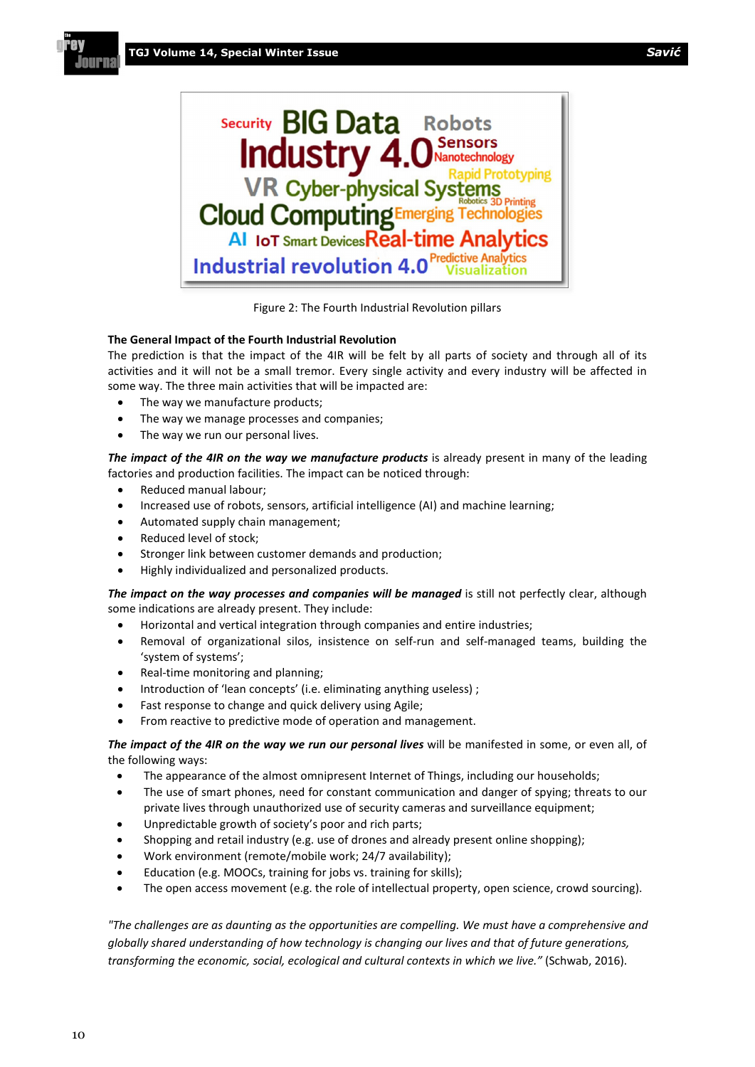Security BIG Data Robots
Industry 4.0 Sensors
Nanotechnology
Rapid Prototyping
VR Cyber-physical Systems
Robotics 3D Printing
Cloud Computing Emerging Technologies
AI IoT Smart Devices Real-time Analytics
Industrial revolution 4.0 Predictive Analytics
Visualization

Figure 2: The Fourth Industrial Revolution pillars

**The General Impact of the Fourth Industrial Revolution**

The prediction is that the impact of the 4IR will be felt by all parts of society and through all of its activities and it will not be a small tremor. Every single activity and every industry will be affected in some way. The three main activities that will be impacted are:

- The way we manufacture products;
- The way we manage processes and companies;
- The way we run our personal lives.

***The impact of the 4IR on the way we manufacture products*** is already present in many of the leading factories and production facilities. The impact can be noticed through:

- Reduced manual labour;
- Increased use of robots, sensors, artificial intelligence (AI) and machine learning;
- Automated supply chain management;
- Reduced level of stock;
- Stronger link between customer demands and production;
- Highly individualized and personalized products.

***The impact on the way processes and companies will be managed*** is still not perfectly clear, although some indications are already present. They include:

- Horizontal and vertical integration through companies and entire industries;
- Removal of organizational silos, insistence on self-run and self-managed teams, building the 'system of systems';
- Real-time monitoring and planning;
- Introduction of 'lean concepts' (i.e. eliminating anything useless) ;
- Fast response to change and quick delivery using Agile;
- From reactive to predictive mode of operation and management.

***The impact of the 4IR on the way we run our personal lives*** will be manifested in some, or even all, of the following ways:

- The appearance of the almost omnipresent Internet of Things, including our households;
- The use of smart phones, need for constant communication and danger of spying; threats to our private lives through unauthorized use of security cameras and surveillance equipment;
- Unpredictable growth of society's poor and rich parts;
- Shopping and retail industry (e.g. use of drones and already present online shopping);
- Work environment (remote/mobile work; 24/7 availability);
- Education (e.g. MOOCs, training for jobs vs. training for skills);
- The open access movement (e.g. the role of intellectual property, open science, crowd sourcing).

*"The challenges are as daunting as the opportunities are compelling. We must have a comprehensive and globally shared understanding of how technology is changing our lives and that of future generations, transforming the economic, social, ecological and cultural contexts in which we live."* (Schwab, 2016).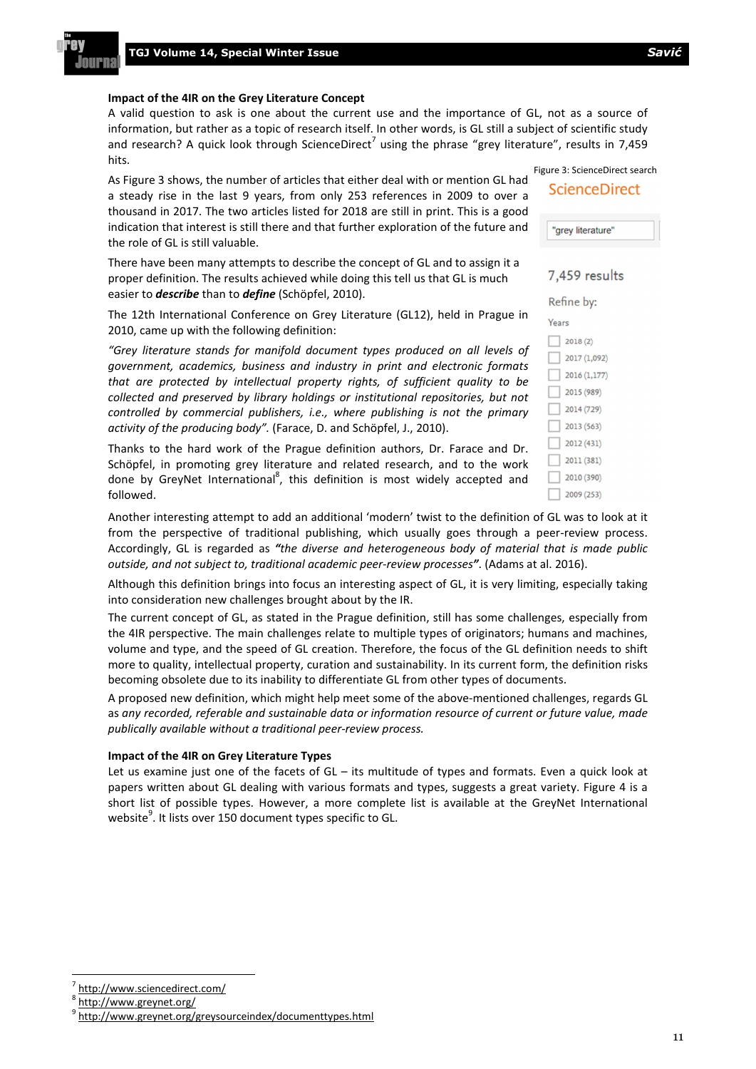### Impact of the 4IR on the Grey Literature Concept

A valid question to ask is one about the current use and the importance of GL, not as a source of information, but rather as a topic of research itself. In other words, is GL still a subject of scientific study and research? A quick look through ScienceDirect[7] using the phrase "grey literature", results in 7,459 hits.

As Figure 3 shows, the number of articles that either deal with or mention GL had a steady rise in the last 9 years, from only 253 references in 2009 to over a thousand in 2017. The two articles listed for 2018 are still in print. This is a good indication that interest is still there and that further exploration of the future and the role of GL is still valuable.

Figure 3: ScienceDirect search

ScienceDirect

"grey literature"

7,459 results

Refine by:

Years

2018 (2)
2017 (1,092)
2016 (1,177)
2015 (989)
2014 (729)
2013 (563)
2012 (431)
2011 (381)
2010 (390)
2009 (253)

There have been many attempts to describe the concept of GL and to assign it a proper definition. The results achieved while doing this tell us that GL is much easier to ***describe*** than to ***define*** (Schöpfel, 2010).

The 12th International Conference on Grey Literature (GL12), held in Prague in 2010, came up with the following definition:

*"Grey literature stands for manifold document types produced on all levels of government, academics, business and industry in print and electronic formats that are protected by intellectual property rights, of sufficient quality to be collected and preserved by library holdings or institutional repositories, but not controlled by commercial publishers, i.e., where publishing is not the primary activity of the producing body".* (Farace, D. and Schöpfel, J., 2010).

Thanks to the hard work of the Prague definition authors, Dr. Farace and Dr. Schöpfel, in promoting grey literature and related research, and to the work done by GreyNet International[8], this definition is most widely accepted and followed.

Another interesting attempt to add an additional 'modern' twist to the definition of GL was to look at it from the perspective of traditional publishing, which usually goes through a peer-review process. Accordingly, GL is regarded as ***"****the diverse and heterogeneous body of material that is made public outside, and not subject to, traditional academic peer-review processes****"****.* (Adams at al. 2016).

Although this definition brings into focus an interesting aspect of GL, it is very limiting, especially taking into consideration new challenges brought about by the IR.

The current concept of GL, as stated in the Prague definition, still has some challenges, especially from the 4IR perspective. The main challenges relate to multiple types of originators; humans and machines, volume and type, and the speed of GL creation. Therefore, the focus of the GL definition needs to shift more to quality, intellectual property, curation and sustainability. In its current form, the definition risks becoming obsolete due to its inability to differentiate GL from other types of documents.

A proposed new definition, which might help meet some of the above-mentioned challenges, regards GL as *any recorded, referable and sustainable data or information resource of current or future value, made publically available without a traditional peer-review process.*

### Impact of the 4IR on Grey Literature Types

Let us examine just one of the facets of GL – its multitude of types and formats. Even a quick look at papers written about GL dealing with various formats and types, suggests a great variety. Figure 4 is a short list of possible types. However, a more complete list is available at the GreyNet International website[9]. It lists over 150 document types specific to GL.

---

[7] http://www.sciencedirect.com/

[8] http://www.greynet.org/

[9] http://www.greynet.org/greysourceindex/documenttypes.html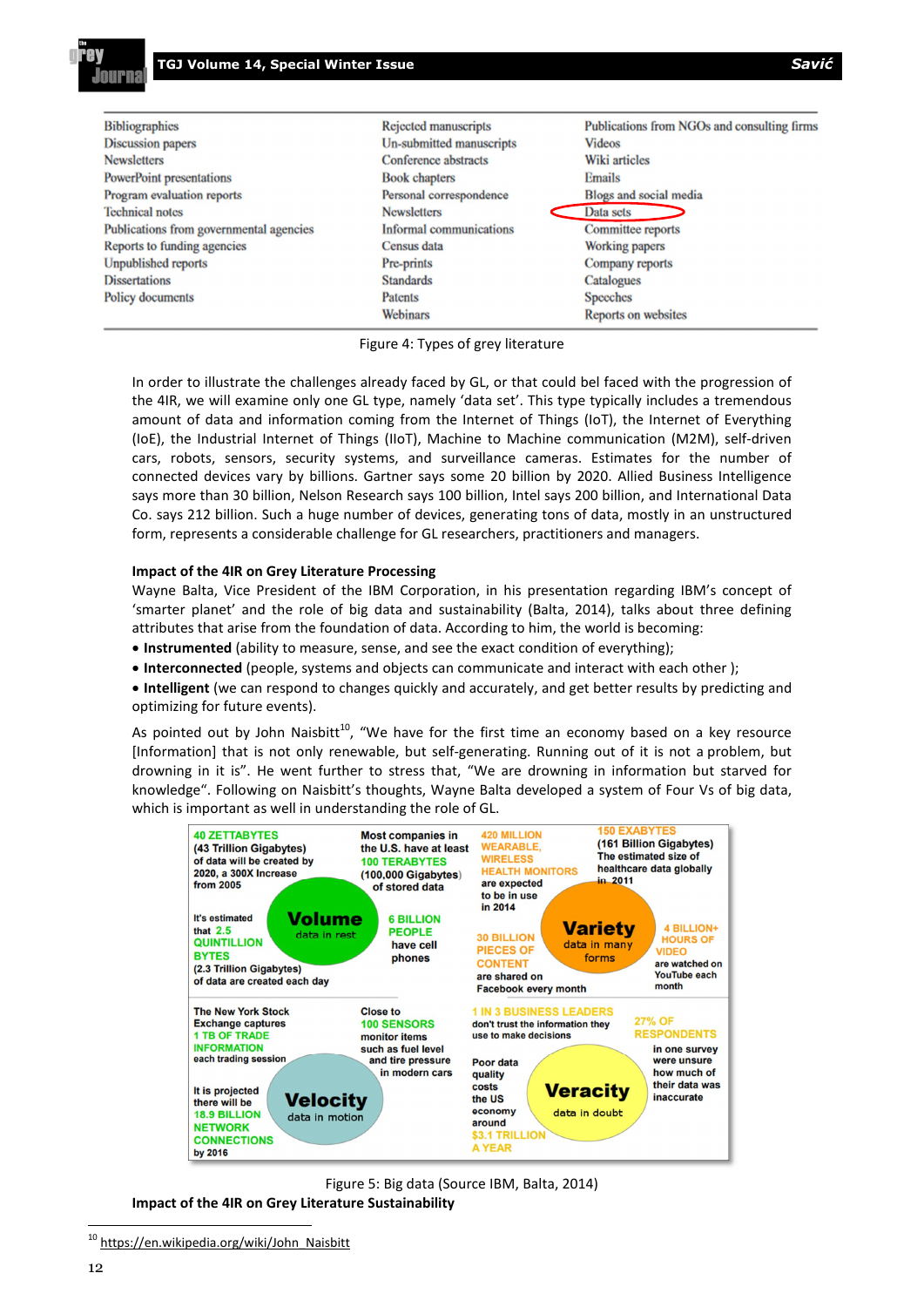| | | |
|---|---|---|
| Bibliographies | Rejected manuscripts | Publications from NGOs and consulting firms |
| Discussion papers | Un-submitted manuscripts | Videos |
| Newsletters | Conference abstracts | Wiki articles |
| PowerPoint presentations | Book chapters | Emails |
| Program evaluation reports | Personal correspondence | Blogs and social media |
| Technical notes | Newsletters | Data sets |
| Publications from governmental agencies | Informal communications | Committee reports |
| Reports to funding agencies | Census data | Working papers |
| Unpublished reports | Pre-prints | Company reports |
| Dissertations | Standards | Catalogues |
| Policy documents | Patents | Speeches |
| | Webinars | Reports on websites |

Figure 4: Types of grey literature

In order to illustrate the challenges already faced by GL, or that could bel faced with the progression of the 4IR, we will examine only one GL type, namely 'data set'. This type typically includes a tremendous amount of data and information coming from the Internet of Things (IoT), the Internet of Everything (IoE), the Industrial Internet of Things (IIoT), Machine to Machine communication (M2M), self-driven cars, robots, sensors, security systems, and surveillance cameras. Estimates for the number of connected devices vary by billions. Gartner says some 20 billion by 2020. Allied Business Intelligence says more than 30 billion, Nelson Research says 100 billion, Intel says 200 billion, and International Data Co. says 212 billion. Such a huge number of devices, generating tons of data, mostly in an unstructured form, represents a considerable challenge for GL researchers, practitioners and managers.

**Impact of the 4IR on Grey Literature Processing**

Wayne Balta, Vice President of the IBM Corporation, in his presentation regarding IBM's concept of 'smarter planet' and the role of big data and sustainability (Balta, 2014), talks about three defining attributes that arise from the foundation of data. According to him, the world is becoming:

- **Instrumented** (ability to measure, sense, and see the exact condition of everything);
- **Interconnected** (people, systems and objects can communicate and interact with each other );
- **Intelligent** (we can respond to changes quickly and accurately, and get better results by predicting and optimizing for future events).

As pointed out by John Naisbitt[10], "We have for the first time an economy based on a key resource [Information] that is not only renewable, but self-generating. Running out of it is not a problem, but drowning in it is". He went further to stress that, "We are drowning in information but starved for knowledge". Following on Naisbitt's thoughts, Wayne Balta developed a system of Four Vs of big data, which is important as well in understanding the role of GL.

40 ZETTABYTES (43 Trillion Gigabytes) of data will be created by 2020, a 300X Increase from 2005

Most companies in the U.S. have at least 100 TERABYTES (100,000 Gigabytes) of stored data

It's estimated that 2.5 QUINTILLION BYTES (2.3 Trillion Gigabytes) of data are created each day

Volume
data in rest

6 BILLION PEOPLE have cell phones

420 MILLION WEARABLE, WIRELESS HEALTH MONITORS are expected to be in use in 2014

150 EXABYTES (161 Billion Gigabytes) The estimated size of healthcare data globally in 2011

30 BILLION PIECES OF CONTENT are shared on Facebook every month

Variety
data in many forms

4 BILLION+ HOURS OF VIDEO are watched on YouTube each month

The New York Stock Exchange captures 1 TB OF TRADE INFORMATION each trading session

Close to 100 SENSORS monitor items such as fuel level and tire pressure in modern cars

It is projected there will be 18.9 BILLION NETWORK CONNECTIONS by 2016

Velocity
data in motion

1 IN 3 BUSINESS LEADERS don't trust the information they use to make decisions

Poor data quality costs the US economy around $3.1 TRILLION A YEAR

Veracity
data in doubt

27% OF RESPONDENTS in one survey were unsure how much of their data was inaccurate

Figure 5: Big data (Source IBM, Balta, 2014)

**Impact of the 4IR on Grey Literature Sustainability**

[10] https://en.wikipedia.org/wiki/John_Naisbitt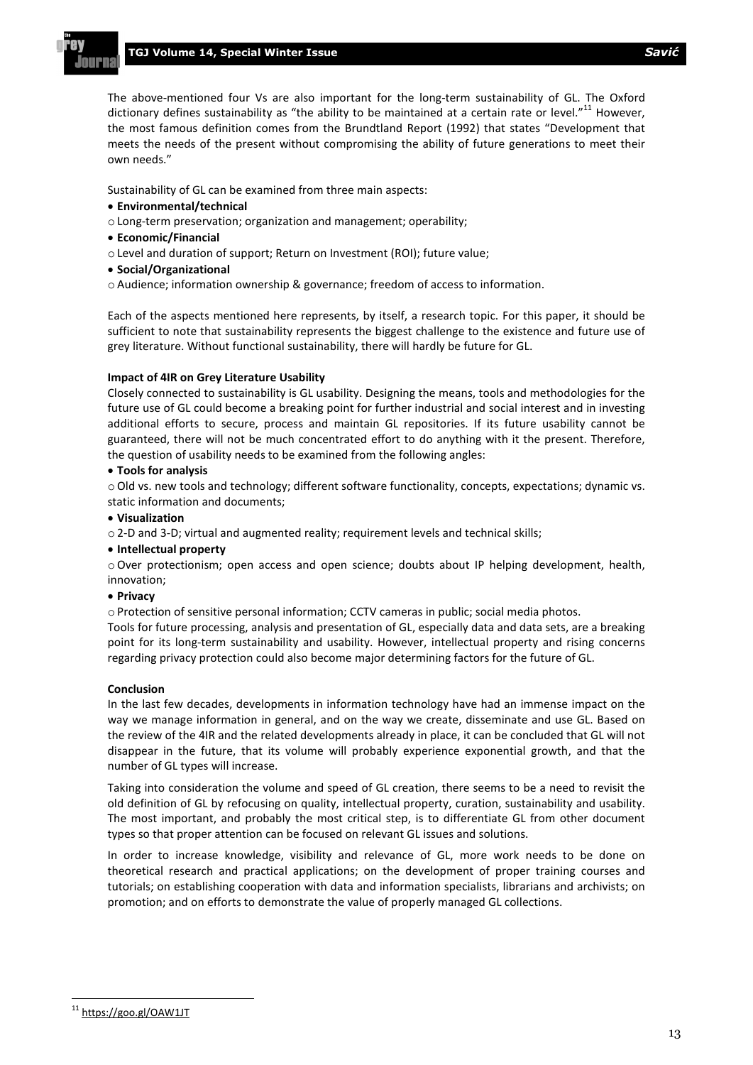The above-mentioned four Vs are also important for the long-term sustainability of GL. The Oxford dictionary defines sustainability as "the ability to be maintained at a certain rate or level."[11] However, the most famous definition comes from the Brundtland Report (1992) that states "Development that meets the needs of the present without compromising the ability of future generations to meet their own needs."

Sustainability of GL can be examined from three main aspects:

- **Environmental/technical**
  - Long-term preservation; organization and management; operability;
- **Economic/Financial**
  - Level and duration of support; Return on Investment (ROI); future value;
- **Social/Organizational**
  - Audience; information ownership & governance; freedom of access to information.

Each of the aspects mentioned here represents, by itself, a research topic. For this paper, it should be sufficient to note that sustainability represents the biggest challenge to the existence and future use of grey literature. Without functional sustainability, there will hardly be future for GL.

**Impact of 4IR on Grey Literature Usability**

Closely connected to sustainability is GL usability. Designing the means, tools and methodologies for the future use of GL could become a breaking point for further industrial and social interest and in investing additional efforts to secure, process and maintain GL repositories. If its future usability cannot be guaranteed, there will not be much concentrated effort to do anything with it the present. Therefore, the question of usability needs to be examined from the following angles:

- **Tools for analysis**
  - Old vs. new tools and technology; different software functionality, concepts, expectations; dynamic vs. static information and documents;
- **Visualization**
  - 2-D and 3-D; virtual and augmented reality; requirement levels and technical skills;
- **Intellectual property**
  - Over protectionism; open access and open science; doubts about IP helping development, health, innovation;
- **Privacy**
  - Protection of sensitive personal information; CCTV cameras in public; social media photos.

Tools for future processing, analysis and presentation of GL, especially data and data sets, are a breaking point for its long-term sustainability and usability. However, intellectual property and rising concerns regarding privacy protection could also become major determining factors for the future of GL.

**Conclusion**

In the last few decades, developments in information technology have had an immense impact on the way we manage information in general, and on the way we create, disseminate and use GL. Based on the review of the 4IR and the related developments already in place, it can be concluded that GL will not disappear in the future, that its volume will probably experience exponential growth, and that the number of GL types will increase.

Taking into consideration the volume and speed of GL creation, there seems to be a need to revisit the old definition of GL by refocusing on quality, intellectual property, curation, sustainability and usability. The most important, and probably the most critical step, is to differentiate GL from other document types so that proper attention can be focused on relevant GL issues and solutions.

In order to increase knowledge, visibility and relevance of GL, more work needs to be done on theoretical research and practical applications; on the development of proper training courses and tutorials; on establishing cooperation with data and information specialists, librarians and archivists; on promotion; and on efforts to demonstrate the value of properly managed GL collections.

[11] https://goo.gl/OAW1JT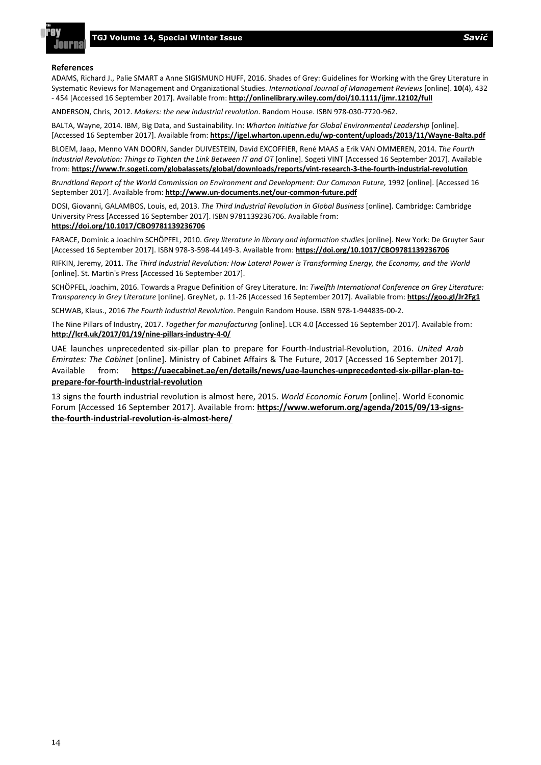**References**

ADAMS, Richard J., Palie SMART a Anne SIGISMUND HUFF, 2016. Shades of Grey: Guidelines for Working with the Grey Literature in Systematic Reviews for Management and Organizational Studies. *International Journal of Management Reviews* [online]. **10**(4), 432 - 454 [Accessed 16 September 2017]. Available from: **http://onlinelibrary.wiley.com/doi/10.1111/ijmr.12102/full**

ANDERSON, Chris, 2012. *Makers: the new industrial revolution*. Random House. ISBN 978-030-7720-962.

BALTA, Wayne, 2014. IBM, Big Data, and Sustainability. In: *Wharton Initiative for Global Environmental Leadership* [online]. [Accessed 16 September 2017]. Available from: **https://igel.wharton.upenn.edu/wp-content/uploads/2013/11/Wayne-Balta.pdf**

BLOEM, Jaap, Menno VAN DOORN, Sander DUIVESTEIN, David EXCOFFIER, René MAAS a Erik VAN OMMEREN, 2014. *The Fourth Industrial Revolution: Things to Tighten the Link Between IT and OT* [online]. Sogeti VINT [Accessed 16 September 2017]. Available from: **https://www.fr.sogeti.com/globalassets/global/downloads/reports/vint-research-3-the-fourth-industrial-revolution**

*Brundtland Report of the World Commission on Environment and Development: Our Common Future,* 1992 [online]. [Accessed 16 September 2017]. Available from: **http://www.un-documents.net/our-common-future.pdf**

DOSI, Giovanni, GALAMBOS, Louis, ed, 2013. *The Third Industrial Revolution in Global Business* [online]. Cambridge: Cambridge University Press [Accessed 16 September 2017]. ISBN 9781139236706. Available from: **https://doi.org/10.1017/CBO9781139236706**

FARACE, Dominic a Joachim SCHÖPFEL, 2010. *Grey literature in library and information studies* [online]. New York: De Gruyter Saur [Accessed 16 September 2017]. ISBN 978-3-598-44149-3. Available from: **https://doi.org/10.1017/CBO9781139236706**

RIFKIN, Jeremy, 2011. *The Third Industrial Revolution: How Lateral Power is Transforming Energy, the Economy, and the World* [online]. St. Martin's Press [Accessed 16 September 2017].

SCHÖPFEL, Joachim, 2016. Towards a Prague Definition of Grey Literature. In: *Twelfth International Conference on Grey Literature: Transparency in Grey Literature* [online]. GreyNet, p. 11-26 [Accessed 16 September 2017]. Available from: **https://goo.gl/Jr2Fg1**

SCHWAB, Klaus., 2016 *The Fourth Industrial Revolution*. Penguin Random House. ISBN 978-1-944835-00-2.

The Nine Pillars of Industry, 2017. *Together for manufacturing* [online]. LCR 4.0 [Accessed 16 September 2017]. Available from: **http://lcr4.uk/2017/01/19/nine-pillars-industry-4-0/**

UAE launches unprecedented six-pillar plan to prepare for Fourth-Industrial-Revolution, 2016. *United Arab Emirates: The Cabinet* [online]. Ministry of Cabinet Affairs & The Future, 2017 [Accessed 16 September 2017]. Available from: **https://uaecabinet.ae/en/details/news/uae-launches-unprecedented-six-pillar-plan-to-prepare-for-fourth-industrial-revolution**

13 signs the fourth industrial revolution is almost here, 2015. *World Economic Forum* [online]. World Economic Forum [Accessed 16 September 2017]. Available from: **https://www.weforum.org/agenda/2015/09/13-signs-the-fourth-industrial-revolution-is-almost-here/**